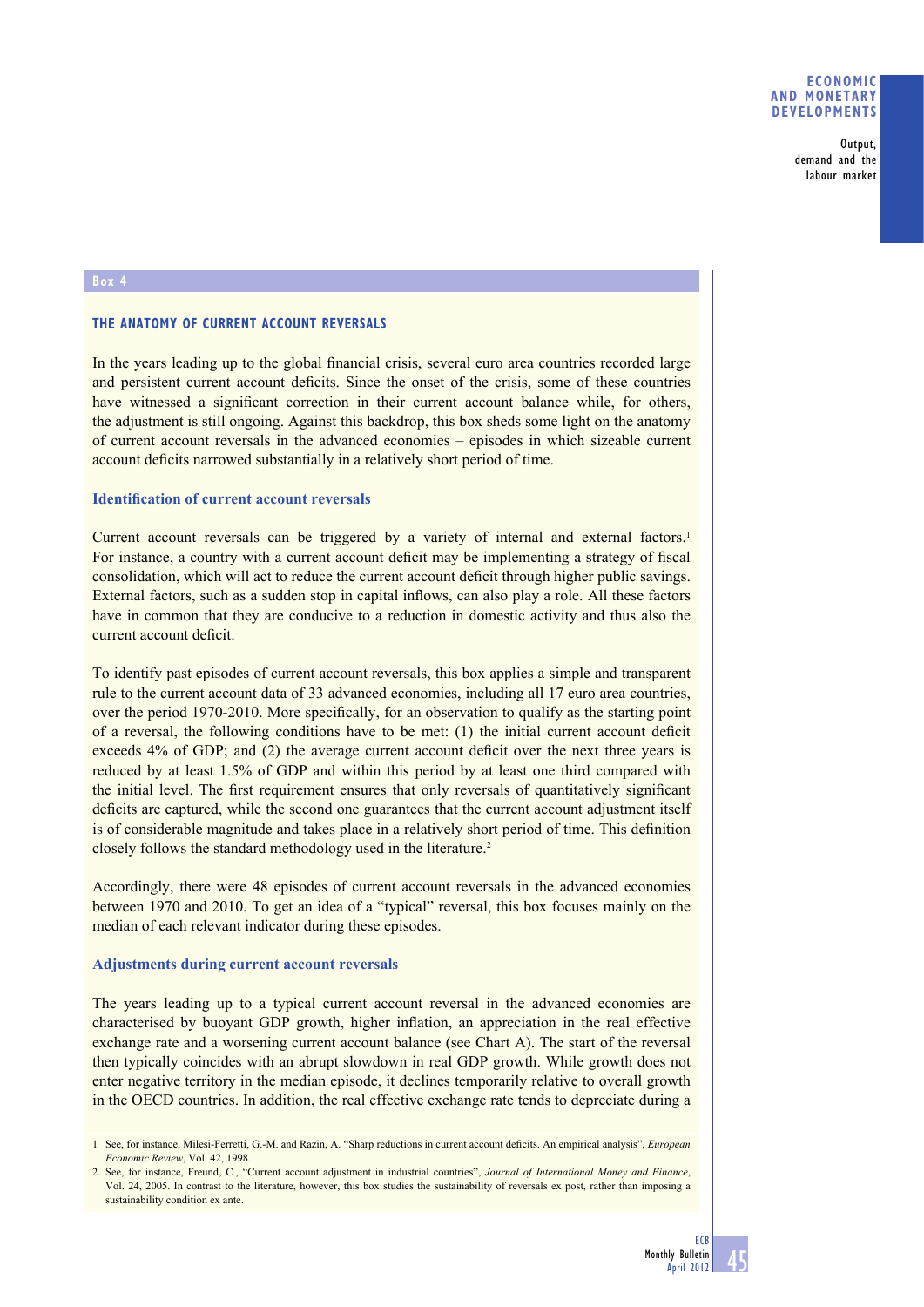Box 4

## THE ANATOMY OF CURRENT ACCOUNT REVERSALS

In the years leading up to the global financial crisis, several euro area countries recorded large and persistent current account deficits. Since the onset of the crisis, some of these countries have witnessed a significant correction in their current account balance while, for others, the adjustment is still ongoing. Against this backdrop, this box sheds some light on the anatomy of current account reversals in the advanced economies – episodes in which sizeable current account deficits narrowed substantially in a relatively short period of time.

### Identification of current account reversals

Current account reversals can be triggered by a variety of internal and external factors.[1] For instance, a country with a current account deficit may be implementing a strategy of fiscal consolidation, which will act to reduce the current account deficit through higher public savings. External factors, such as a sudden stop in capital inflows, can also play a role. All these factors have in common that they are conducive to a reduction in domestic activity and thus also the current account deficit.

To identify past episodes of current account reversals, this box applies a simple and transparent rule to the current account data of 33 advanced economies, including all 17 euro area countries, over the period 1970-2010. More specifically, for an observation to qualify as the starting point of a reversal, the following conditions have to be met: (1) the initial current account deficit exceeds 4% of GDP; and (2) the average current account deficit over the next three years is reduced by at least 1.5% of GDP and within this period by at least one third compared with the initial level. The first requirement ensures that only reversals of quantitatively significant deficits are captured, while the second one guarantees that the current account adjustment itself is of considerable magnitude and takes place in a relatively short period of time. This definition closely follows the standard methodology used in the literature.[2]

Accordingly, there were 48 episodes of current account reversals in the advanced economies between 1970 and 2010. To get an idea of a "typical" reversal, this box focuses mainly on the median of each relevant indicator during these episodes.

### Adjustments during current account reversals

The years leading up to a typical current account reversal in the advanced economies are characterised by buoyant GDP growth, higher inflation, an appreciation in the real effective exchange rate and a worsening current account balance (see Chart A). The start of the reversal then typically coincides with an abrupt slowdown in real GDP growth. While growth does not enter negative territory in the median episode, it declines temporarily relative to overall growth in the OECD countries. In addition, the real effective exchange rate tends to depreciate during a

1 See, for instance, Milesi-Ferretti, G.-M. and Razin, A. "Sharp reductions in current account deficits. An empirical analysis", *European Economic Review*, Vol. 42, 1998.

2 See, for instance, Freund, C., "Current account adjustment in industrial countries", *Journal of International Money and Finance*, Vol. 24, 2005. In contrast to the literature, however, this box studies the sustainability of reversals ex post, rather than imposing a sustainability condition ex ante.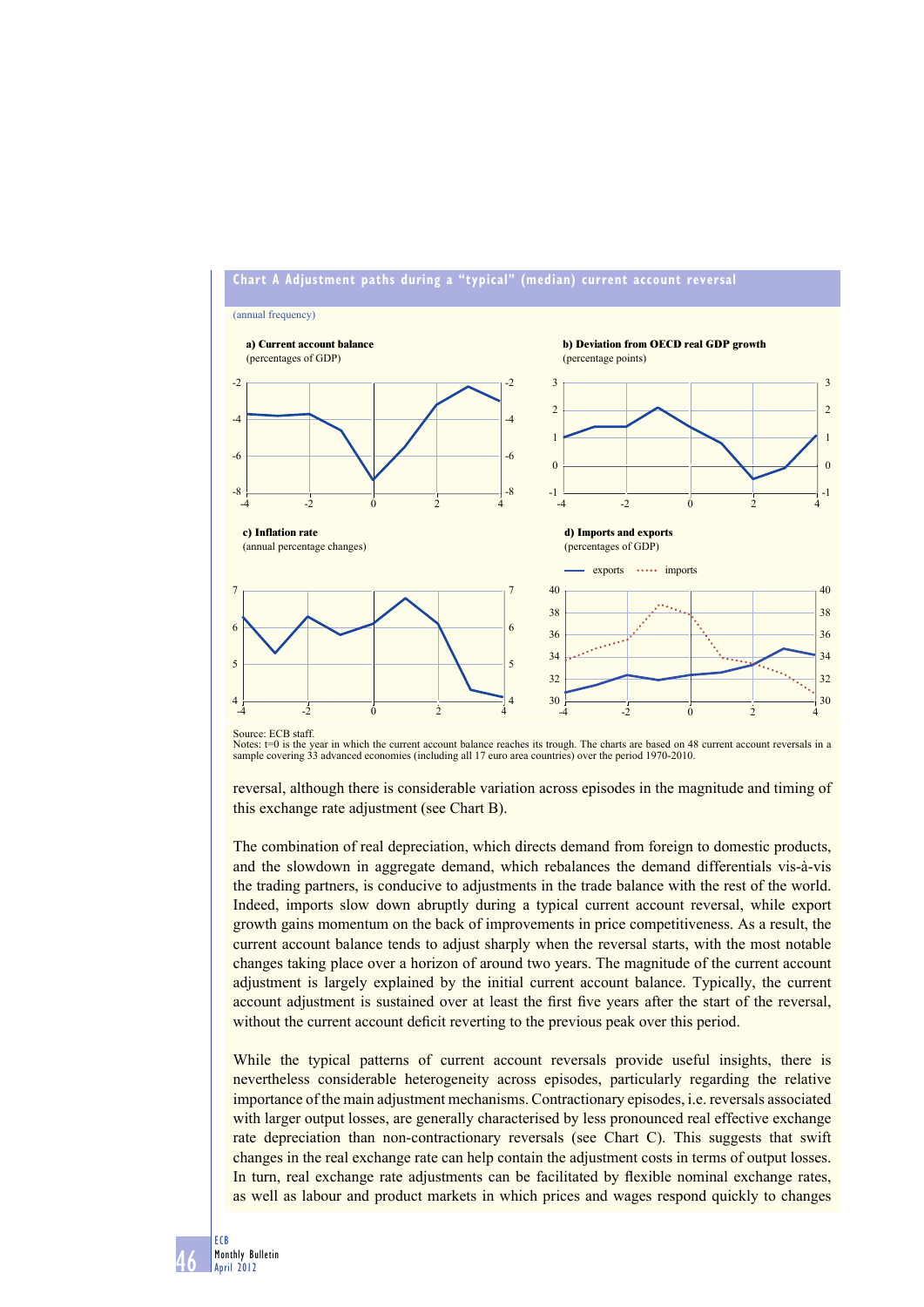**Chart A Adjustment paths during a "typical" (median) current account reversal**

(annual frequency)

a) Current account balance
(percentages of GDP)

b) Deviation from OECD real GDP growth
(percentage points)

c) Inflation rate
(annual percentage changes)

d) Imports and exports
(percentages of GDP)

Source: ECB staff.
Notes: t=0 is the year in which the current account balance reaches its trough. The charts are based on 48 current account reversals in a sample covering 33 advanced economies (including all 17 euro area countries) over the period 1970-2010.

reversal, although there is considerable variation across episodes in the magnitude and timing of this exchange rate adjustment (see Chart B).

The combination of real depreciation, which directs demand from foreign to domestic products, and the slowdown in aggregate demand, which rebalances the demand differentials vis-à-vis the trading partners, is conducive to adjustments in the trade balance with the rest of the world. Indeed, imports slow down abruptly during a typical current account reversal, while export growth gains momentum on the back of improvements in price competitiveness. As a result, the current account balance tends to adjust sharply when the reversal starts, with the most notable changes taking place over a horizon of around two years. The magnitude of the current account adjustment is largely explained by the initial current account balance. Typically, the current account adjustment is sustained over at least the first five years after the start of the reversal, without the current account deficit reverting to the previous peak over this period.

While the typical patterns of current account reversals provide useful insights, there is nevertheless considerable heterogeneity across episodes, particularly regarding the relative importance of the main adjustment mechanisms. Contractionary episodes, i.e. reversals associated with larger output losses, are generally characterised by less pronounced real effective exchange rate depreciation than non-contractionary reversals (see Chart C). This suggests that swift changes in the real exchange rate can help contain the adjustment costs in terms of output losses. In turn, real exchange rate adjustments can be facilitated by flexible nominal exchange rates, as well as labour and product markets in which prices and wages respond quickly to changes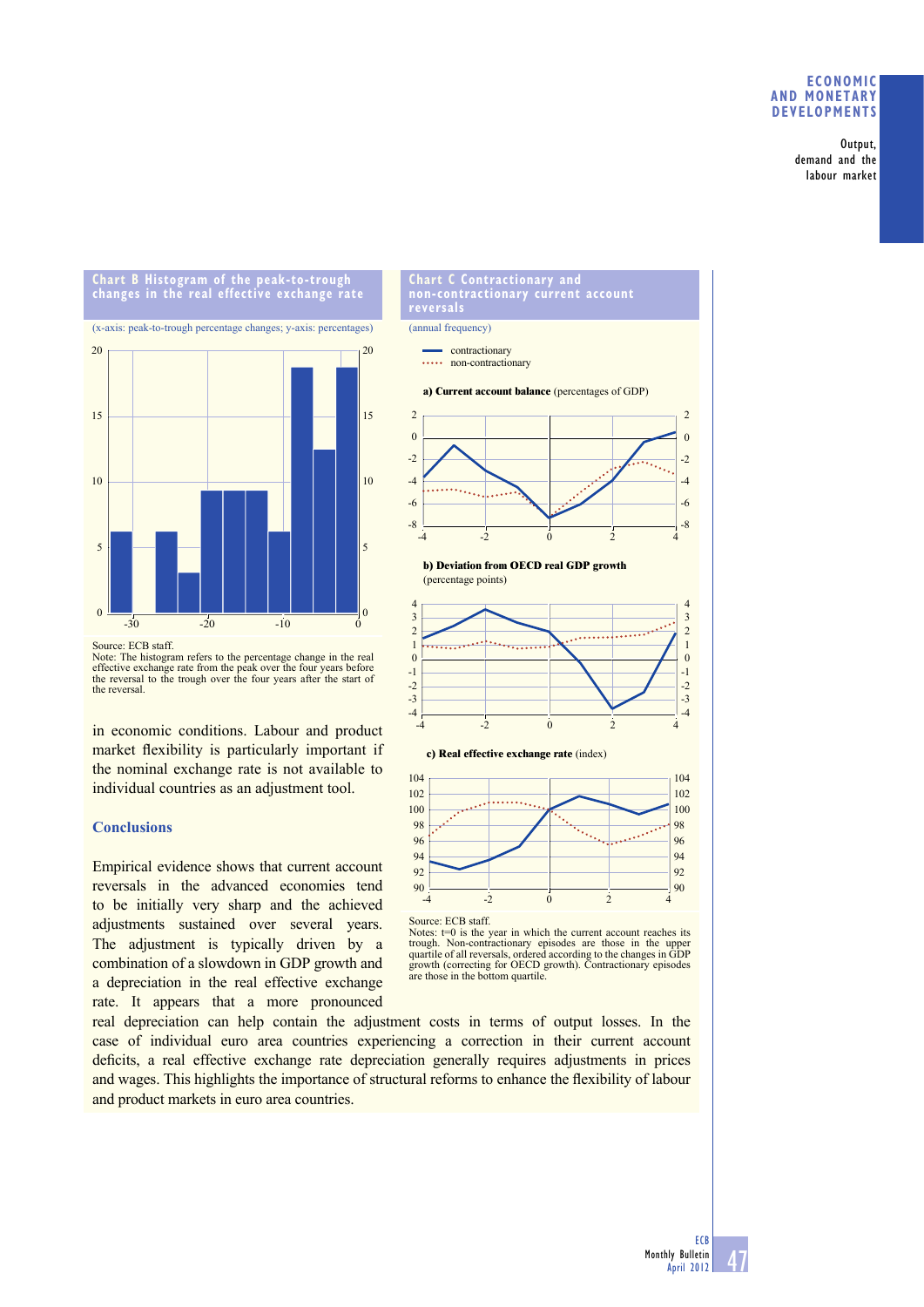**Chart B Histogram of the peak-to-trough changes in the real effective exchange rate**

(x-axis: peak-to-trough percentage changes; y-axis: percentages)

20
15
10
5
0
-30
-20
-10
0

Source: ECB staff.
Note: The histogram refers to the percentage change in the real effective exchange rate from the peak over the four years before the reversal to the trough over the four years after the start of the reversal.

**Chart C Contractionary and non-contractionary current account reversals**

(annual frequency)

contractionary
non-contractionary

**a) Current account balance** (percentages of GDP)

2
0
-2
-4
-6
-8
-4
-2
0
2
4

**b) Deviation from OECD real GDP growth** (percentage points)

4
3
2
1
0
-1
-2
-3
-4
-4
-2
0
2
4

**c) Real effective exchange rate** (index)

104
102
100
98
96
94
92
90
-4
-2
0
2
4

Source: ECB staff.
Notes: t=0 is the year in which the current account reaches its trough. Non-contractionary episodes are those in the upper quartile of all reversals, ordered according to the changes in GDP growth (correcting for OECD growth). Contractionary episodes are those in the bottom quartile.

in economic conditions. Labour and product market flexibility is particularly important if the nominal exchange rate is not available to individual countries as an adjustment tool.

## Conclusions

Empirical evidence shows that current account reversals in the advanced economies tend to be initially very sharp and the achieved adjustments sustained over several years. The adjustment is typically driven by a combination of a slowdown in GDP growth and a depreciation in the real effective exchange rate. It appears that a more pronounced real depreciation can help contain the adjustment costs in terms of output losses. In the case of individual euro area countries experiencing a correction in their current account deficits, a real effective exchange rate depreciation generally requires adjustments in prices and wages. This highlights the importance of structural reforms to enhance the flexibility of labour and product markets in euro area countries.